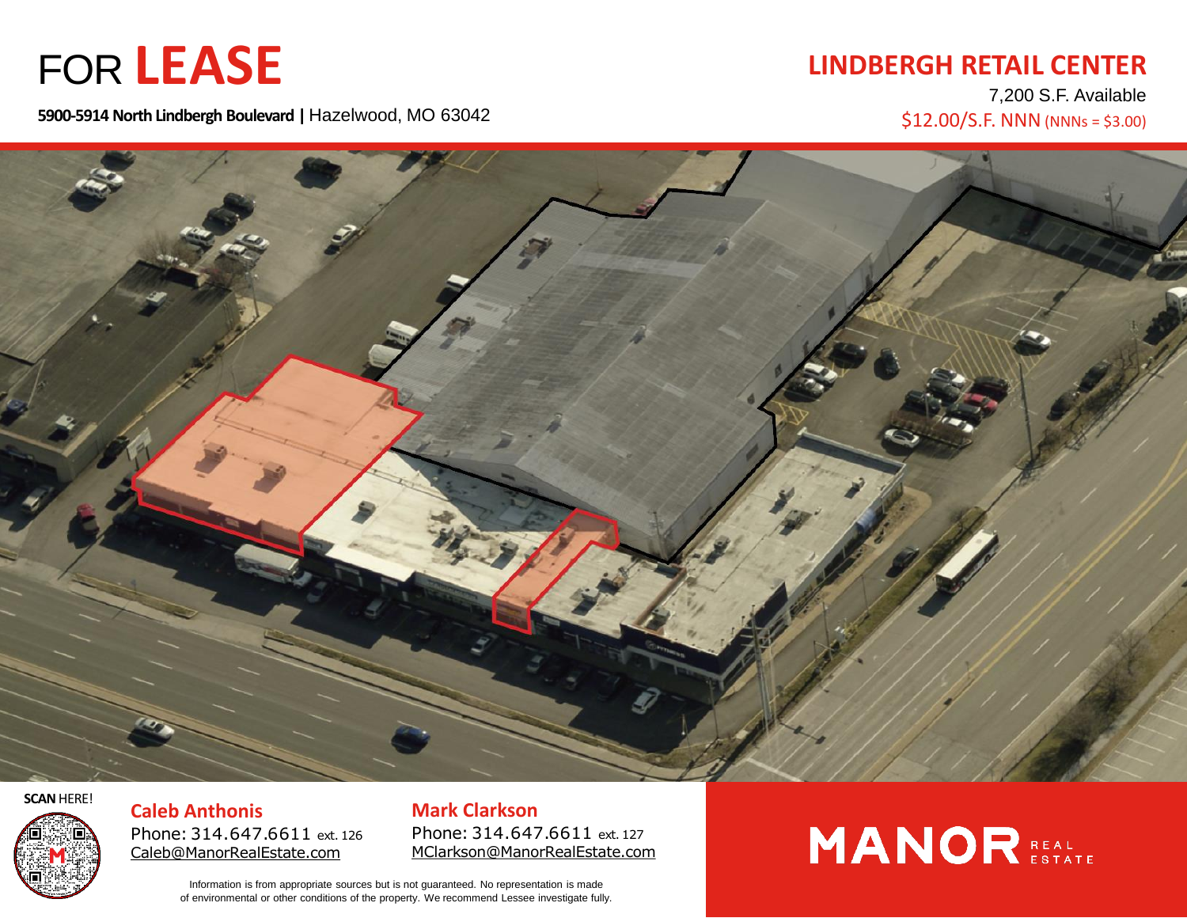# FOR **LEASE**

**5900-5914 North Lindbergh Boulevard |** Hazelwood, MO 63042

## LINDBERGH RETAIL CENTER

7,200 S.F. Available

$12.00/S.F. NNN (NNNs = $3.00)

**SCAN** HERE!

**Caleb Anthonis**
Phone: 314.647.6611 ext. 126
Caleb@ManorRealEstate.com

**Mark Clarkson**
Phone: 314.647.6611 ext. 127
MClarkson@ManorRealEstate.com

Information is from appropriate sources but is not guaranteed. No representation is made of environmental or other conditions of the property. We recommend Lessee investigate fully.

MANOR REAL ESTATE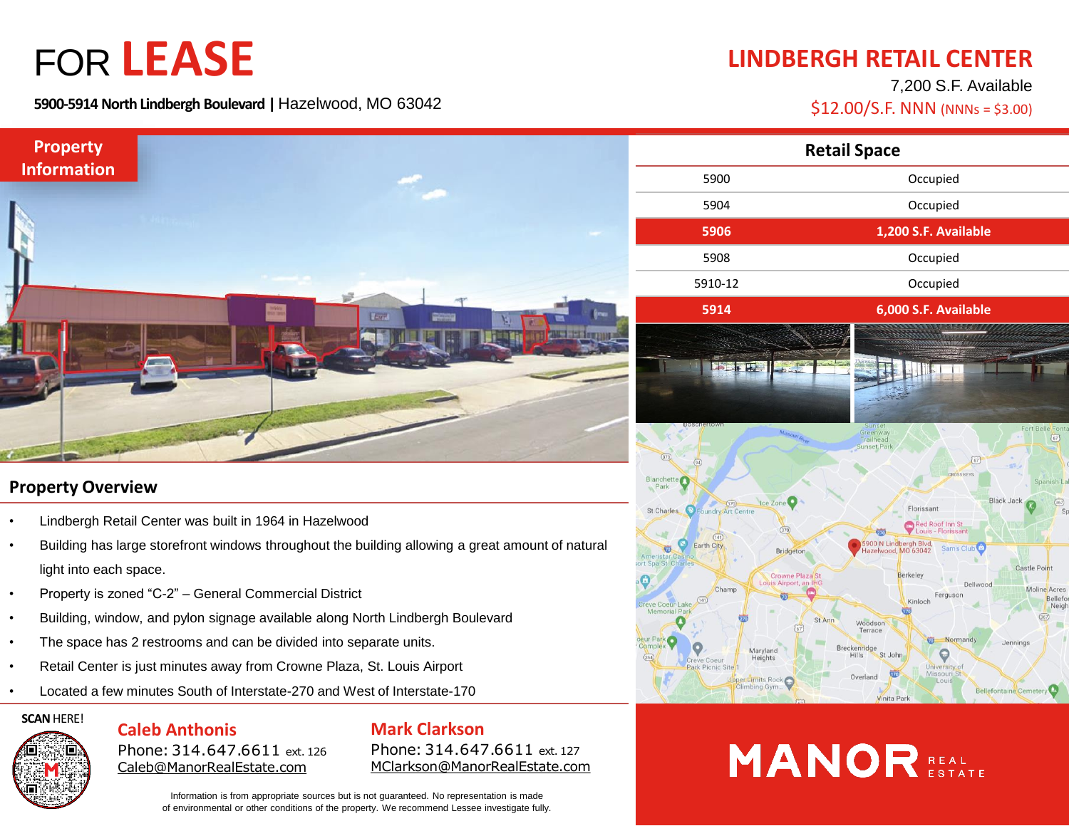# FOR LEASE

**5900-5914 North Lindbergh Boulevard |** Hazelwood, MO 63042

## LINDBERGH RETAIL CENTER

7,200 S.F. Available

$12.00/S.F. NNN (NNNs = $3.00)

## Property Information

### Retail Space

| | |
|---|---|
| 5900 | Occupied |
| 5904 | Occupied |
| **5906** | **1,200 S.F. Available** |
| 5908 | Occupied |
| 5910-12 | Occupied |
| **5914** | **6,000 S.F. Available** |

## Property Overview

- Lindbergh Retail Center was built in 1964 in Hazelwood
- Building has large storefront windows throughout the building allowing a great amount of natural light into each space.
- Property is zoned "C-2" – General Commercial District
- Building, window, and pylon signage available along North Lindbergh Boulevard
- The space has 2 restrooms and can be divided into separate units.
- Retail Center is just minutes away from Crowne Plaza, St. Louis Airport
- Located a few minutes South of Interstate-270 and West of Interstate-170

**SCAN** HERE!

**Caleb Anthonis**
Phone: 314.647.6611 ext. 126
Caleb@ManorRealEstate.com

**Mark Clarkson**
Phone: 314.647.6611 ext. 127
MClarkson@ManorRealEstate.com

Information is from appropriate sources but is not guaranteed. No representation is made of environmental or other conditions of the property. We recommend Lessee investigate fully.

MANOR REAL ESTATE